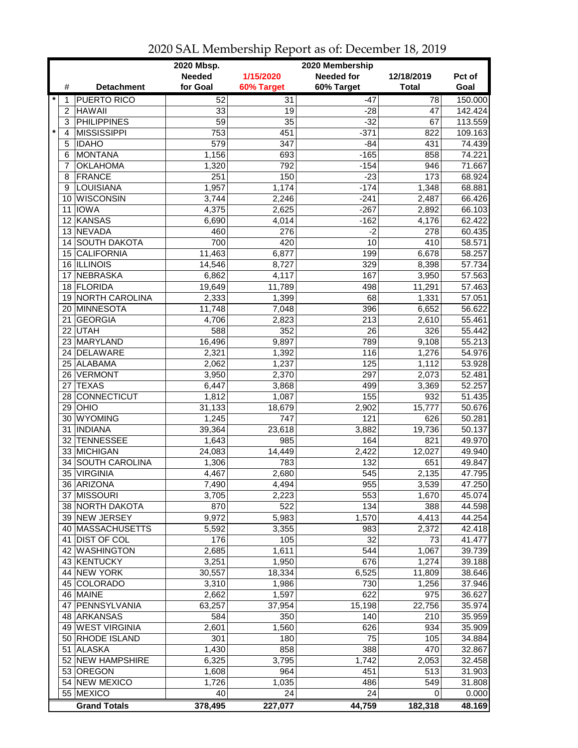# 2020 SAL Membership Report as of: December 18, 2019

| | # | Detachment | 2020 Mbsp. Needed for Goal | 1/15/2020 60% Target | 2020 Membership Needed for 60% Target | 12/18/2019 Total | Pct of Goal |
|---|---|---|---|---|---|---|---|
| * | 1 | PUERTO RICO | 52 | 31 | -47 | 78 | 150.000 |
| | 2 | HAWAII | 33 | 19 | -28 | 47 | 142.424 |
| | 3 | PHILIPPINES | 59 | 35 | -32 | 67 | 113.559 |
| * | 4 | MISSISSIPPI | 753 | 451 | -371 | 822 | 109.163 |
| | 5 | IDAHO | 579 | 347 | -84 | 431 | 74.439 |
| | 6 | MONTANA | 1,156 | 693 | -165 | 858 | 74.221 |
| | 7 | OKLAHOMA | 1,320 | 792 | -154 | 946 | 71.667 |
| | 8 | FRANCE | 251 | 150 | -23 | 173 | 68.924 |
| | 9 | LOUISIANA | 1,957 | 1,174 | -174 | 1,348 | 68.881 |
| | 10 | WISCONSIN | 3,744 | 2,246 | -241 | 2,487 | 66.426 |
| | 11 | IOWA | 4,375 | 2,625 | -267 | 2,892 | 66.103 |
| | 12 | KANSAS | 6,690 | 4,014 | -162 | 4,176 | 62.422 |
| | 13 | NEVADA | 460 | 276 | -2 | 278 | 60.435 |
| | 14 | SOUTH DAKOTA | 700 | 420 | 10 | 410 | 58.571 |
| | 15 | CALIFORNIA | 11,463 | 6,877 | 199 | 6,678 | 58.257 |
| | 16 | ILLINOIS | 14,546 | 8,727 | 329 | 8,398 | 57.734 |
| | 17 | NEBRASKA | 6,862 | 4,117 | 167 | 3,950 | 57.563 |
| | 18 | FLORIDA | 19,649 | 11,789 | 498 | 11,291 | 57.463 |
| | 19 | NORTH CAROLINA | 2,333 | 1,399 | 68 | 1,331 | 57.051 |
| | 20 | MINNESOTA | 11,748 | 7,048 | 396 | 6,652 | 56.622 |
| | 21 | GEORGIA | 4,706 | 2,823 | 213 | 2,610 | 55.461 |
| | 22 | UTAH | 588 | 352 | 26 | 326 | 55.442 |
| | 23 | MARYLAND | 16,496 | 9,897 | 789 | 9,108 | 55.213 |
| | 24 | DELAWARE | 2,321 | 1,392 | 116 | 1,276 | 54.976 |
| | 25 | ALABAMA | 2,062 | 1,237 | 125 | 1,112 | 53.928 |
| | 26 | VERMONT | 3,950 | 2,370 | 297 | 2,073 | 52.481 |
| | 27 | TEXAS | 6,447 | 3,868 | 499 | 3,369 | 52.257 |
| | 28 | CONNECTICUT | 1,812 | 1,087 | 155 | 932 | 51.435 |
| | 29 | OHIO | 31,133 | 18,679 | 2,902 | 15,777 | 50.676 |
| | 30 | WYOMING | 1,245 | 747 | 121 | 626 | 50.281 |
| | 31 | INDIANA | 39,364 | 23,618 | 3,882 | 19,736 | 50.137 |
| | 32 | TENNESSEE | 1,643 | 985 | 164 | 821 | 49.970 |
| | 33 | MICHIGAN | 24,083 | 14,449 | 2,422 | 12,027 | 49.940 |
| | 34 | SOUTH CAROLINA | 1,306 | 783 | 132 | 651 | 49.847 |
| | 35 | VIRGINIA | 4,467 | 2,680 | 545 | 2,135 | 47.795 |
| | 36 | ARIZONA | 7,490 | 4,494 | 955 | 3,539 | 47.250 |
| | 37 | MISSOURI | 3,705 | 2,223 | 553 | 1,670 | 45.074 |
| | 38 | NORTH DAKOTA | 870 | 522 | 134 | 388 | 44.598 |
| | 39 | NEW JERSEY | 9,972 | 5,983 | 1,570 | 4,413 | 44.254 |
| | 40 | MASSACHUSETTS | 5,592 | 3,355 | 983 | 2,372 | 42.418 |
| | 41 | DIST OF COL | 176 | 105 | 32 | 73 | 41.477 |
| | 42 | WASHINGTON | 2,685 | 1,611 | 544 | 1,067 | 39.739 |
| | 43 | KENTUCKY | 3,251 | 1,950 | 676 | 1,274 | 39.188 |
| | 44 | NEW YORK | 30,557 | 18,334 | 6,525 | 11,809 | 38.646 |
| | 45 | COLORADO | 3,310 | 1,986 | 730 | 1,256 | 37.946 |
| | 46 | MAINE | 2,662 | 1,597 | 622 | 975 | 36.627 |
| | 47 | PENNSYLVANIA | 63,257 | 37,954 | 15,198 | 22,756 | 35.974 |
| | 48 | ARKANSAS | 584 | 350 | 140 | 210 | 35.959 |
| | 49 | WEST VIRGINIA | 2,601 | 1,560 | 626 | 934 | 35.909 |
| | 50 | RHODE ISLAND | 301 | 180 | 75 | 105 | 34.884 |
| | 51 | ALASKA | 1,430 | 858 | 388 | 470 | 32.867 |
| | 52 | NEW HAMPSHIRE | 6,325 | 3,795 | 1,742 | 2,053 | 32.458 |
| | 53 | OREGON | 1,608 | 964 | 451 | 513 | 31.903 |
| | 54 | NEW MEXICO | 1,726 | 1,035 | 486 | 549 | 31.808 |
| | 55 | MEXICO | 40 | 24 | 24 | 0 | 0.000 |
| | | **Grand Totals** | **378,495** | **227,077** | **44,759** | **182,318** | **48.169** |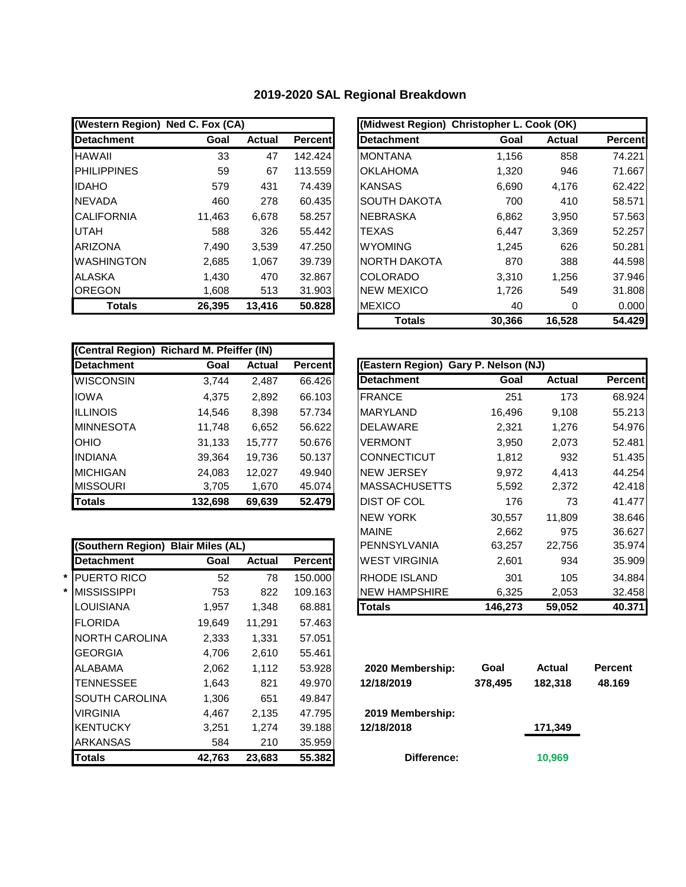## 2019-2020 SAL Regional Breakdown

| (Western Region) Ned C. Fox (CA) | | | |
|---|---|---|---|
| Detachment | Goal | Actual | Percent |
| HAWAII | 33 | 47 | 142.424 |
| PHILIPPINES | 59 | 67 | 113.559 |
| IDAHO | 579 | 431 | 74.439 |
| NEVADA | 460 | 278 | 60.435 |
| CALIFORNIA | 11,463 | 6,678 | 58.257 |
| UTAH | 588 | 326 | 55.442 |
| ARIZONA | 7,490 | 3,539 | 47.250 |
| WASHINGTON | 2,685 | 1,067 | 39.739 |
| ALASKA | 1,430 | 470 | 32.867 |
| OREGON | 1,608 | 513 | 31.903 |
| **Totals** | **26,395** | **13,416** | **50.828** |

| (Midwest Region) Christopher L. Cook (OK) | | | |
|---|---|---|---|
| Detachment | Goal | Actual | Percent |
| MONTANA | 1,156 | 858 | 74.221 |
| OKLAHOMA | 1,320 | 946 | 71.667 |
| KANSAS | 6,690 | 4,176 | 62.422 |
| SOUTH DAKOTA | 700 | 410 | 58.571 |
| NEBRASKA | 6,862 | 3,950 | 57.563 |
| TEXAS | 6,447 | 3,369 | 52.257 |
| WYOMING | 1,245 | 626 | 50.281 |
| NORTH DAKOTA | 870 | 388 | 44.598 |
| COLORADO | 3,310 | 1,256 | 37.946 |
| NEW MEXICO | 1,726 | 549 | 31.808 |
| MEXICO | 40 | 0 | 0.000 |
| **Totals** | **30,366** | **16,528** | **54.429** |

| (Central Region) Richard M. Pfeiffer (IN) | | | |
|---|---|---|---|
| Detachment | Goal | Actual | Percent |
| WISCONSIN | 3,744 | 2,487 | 66.426 |
| IOWA | 4,375 | 2,892 | 66.103 |
| ILLINOIS | 14,546 | 8,398 | 57.734 |
| MINNESOTA | 11,748 | 6,652 | 56.622 |
| OHIO | 31,133 | 15,777 | 50.676 |
| INDIANA | 39,364 | 19,736 | 50.137 |
| MICHIGAN | 24,083 | 12,027 | 49.940 |
| MISSOURI | 3,705 | 1,670 | 45.074 |
| **Totals** | **132,698** | **69,639** | **52.479** |

| (Eastern Region) Gary P. Nelson (NJ) | | | |
|---|---|---|---|
| Detachment | Goal | Actual | Percent |
| FRANCE | 251 | 173 | 68.924 |
| MARYLAND | 16,496 | 9,108 | 55.213 |
| DELAWARE | 2,321 | 1,276 | 54.976 |
| VERMONT | 3,950 | 2,073 | 52.481 |
| CONNECTICUT | 1,812 | 932 | 51.435 |
| NEW JERSEY | 9,972 | 4,413 | 44.254 |
| MASSACHUSETTS | 5,592 | 2,372 | 42.418 |
| DIST OF COL | 176 | 73 | 41.477 |
| NEW YORK | 30,557 | 11,809 | 38.646 |
| MAINE | 2,662 | 975 | 36.627 |
| PENNSYLVANIA | 63,257 | 22,756 | 35.974 |
| WEST VIRGINIA | 2,601 | 934 | 35.909 |
| RHODE ISLAND | 301 | 105 | 34.884 |
| NEW HAMPSHIRE | 6,325 | 2,053 | 32.458 |
| **Totals** | **146,273** | **59,052** | **40.371** |

| (Southern Region) Blair Miles (AL) | | | |
|---|---|---|---|
| Detachment | Goal | Actual | Percent |
| * PUERTO RICO | 52 | 78 | 150.000 |
| * MISSISSIPPI | 753 | 822 | 109.163 |
| LOUISIANA | 1,957 | 1,348 | 68.881 |
| FLORIDA | 19,649 | 11,291 | 57.463 |
| NORTH CAROLINA | 2,333 | 1,331 | 57.051 |
| GEORGIA | 4,706 | 2,610 | 55.461 |
| ALABAMA | 2,062 | 1,112 | 53.928 |
| TENNESSEE | 1,643 | 821 | 49.970 |
| SOUTH CAROLINA | 1,306 | 651 | 49.847 |
| VIRGINIA | 4,467 | 2,135 | 47.795 |
| KENTUCKY | 3,251 | 1,274 | 39.188 |
| ARKANSAS | 584 | 210 | 35.959 |
| **Totals** | **42,763** | **23,683** | **55.382** |

| | Goal | Actual | Percent |
|---|---|---|---|
| **2020 Membership: 12/18/2019** | **378,495** | **182,318** | **48.169** |
| **2019 Membership: 12/18/2018** | | **171,349** | |
| **Difference:** | | **10,969** | |